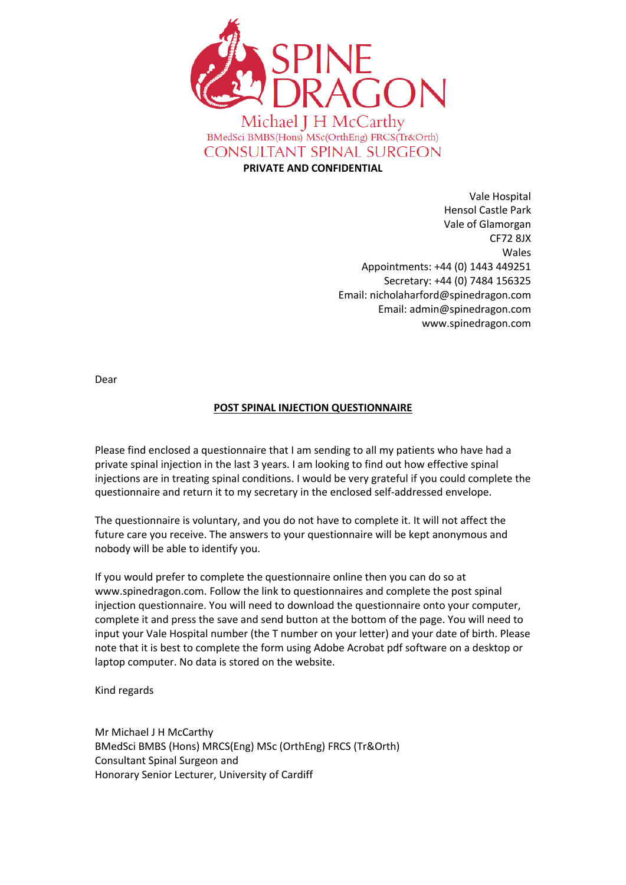# SPINE DRAGON

Michael J H McCarthy

BMedSci BMBS(Hons) MSc(OrthEng) FRCS(Tr&Orth)

CONSULTANT SPINAL SURGEON

**PRIVATE AND CONFIDENTIAL**

Vale Hospital
Hensol Castle Park
Vale of Glamorgan
CF72 8JX
Wales
Appointments: +44 (0) 1443 449251
Secretary: +44 (0) 7484 156325
Email: nicholaharford@spinedragon.com
Email: admin@spinedragon.com
www.spinedragon.com

Dear

**POST SPINAL INJECTION QUESTIONNAIRE**

Please find enclosed a questionnaire that I am sending to all my patients who have had a private spinal injection in the last 3 years. I am looking to find out how effective spinal injections are in treating spinal conditions. I would be very grateful if you could complete the questionnaire and return it to my secretary in the enclosed self-addressed envelope.

The questionnaire is voluntary, and you do not have to complete it. It will not affect the future care you receive. The answers to your questionnaire will be kept anonymous and nobody will be able to identify you.

If you would prefer to complete the questionnaire online then you can do so at www.spinedragon.com. Follow the link to questionnaires and complete the post spinal injection questionnaire. You will need to download the questionnaire onto your computer, complete it and press the save and send button at the bottom of the page. You will need to input your Vale Hospital number (the T number on your letter) and your date of birth. Please note that it is best to complete the form using Adobe Acrobat pdf software on a desktop or laptop computer. No data is stored on the website.

Kind regards

Mr Michael J H McCarthy
BMedSci BMBS (Hons) MRCS(Eng) MSc (OrthEng) FRCS (Tr&Orth)
Consultant Spinal Surgeon and
Honorary Senior Lecturer, University of Cardiff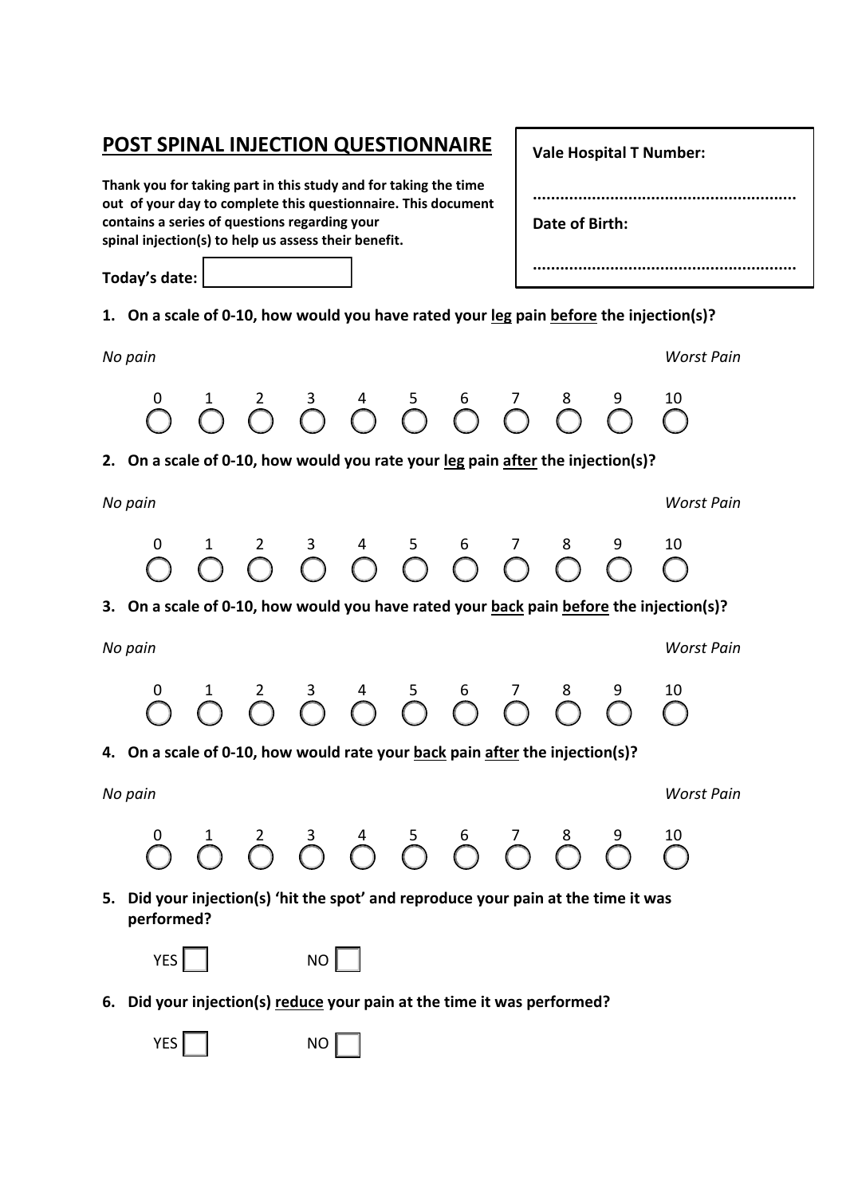# POST SPINAL INJECTION QUESTIONNAIRE

**Thank you for taking part in this study and for taking the time out of your day to complete this questionnaire. This document contains a series of questions regarding your spinal injection(s) to help us assess their benefit.**

**Vale Hospital T Number:**

**..........................................................**

**Date of Birth:**

**..........................................................**

**Today's date:** ☐

**1. On a scale of 0-10, how would you have rated your <u>leg</u> pain <u>before</u> the injection(s)?**

*No pain* — *Worst Pain*

| 0 | 1 | 2 | 3 | 4 | 5 | 6 | 7 | 8 | 9 | 10 |
|---|---|---|---|---|---|---|---|---|---|---|
| ◯ | ◯ | ◯ | ◯ | ◯ | ◯ | ◯ | ◯ | ◯ | ◯ | ◯ |

**2. On a scale of 0-10, how would you rate your <u>leg</u> pain <u>after</u> the injection(s)?**

*No pain* — *Worst Pain*

| 0 | 1 | 2 | 3 | 4 | 5 | 6 | 7 | 8 | 9 | 10 |
|---|---|---|---|---|---|---|---|---|---|---|
| ◯ | ◯ | ◯ | ◯ | ◯ | ◯ | ◯ | ◯ | ◯ | ◯ | ◯ |

**3. On a scale of 0-10, how would you have rated your <u>back</u> pain <u>before</u> the injection(s)?**

*No pain* — *Worst Pain*

| 0 | 1 | 2 | 3 | 4 | 5 | 6 | 7 | 8 | 9 | 10 |
|---|---|---|---|---|---|---|---|---|---|---|
| ◯ | ◯ | ◯ | ◯ | ◯ | ◯ | ◯ | ◯ | ◯ | ◯ | ◯ |

**4. On a scale of 0-10, how would rate your <u>back</u> pain <u>after</u> the injection(s)?**

*No pain* — *Worst Pain*

| 0 | 1 | 2 | 3 | 4 | 5 | 6 | 7 | 8 | 9 | 10 |
|---|---|---|---|---|---|---|---|---|---|---|
| ◯ | ◯ | ◯ | ◯ | ◯ | ◯ | ◯ | ◯ | ◯ | ◯ | ◯ |

**5. Did your injection(s) 'hit the spot' and reproduce your pain at the time it was performed?**

YES ☐ NO ☐

**6. Did your injection(s) <u>reduce</u> your pain at the time it was performed?**

YES ☐ NO ☐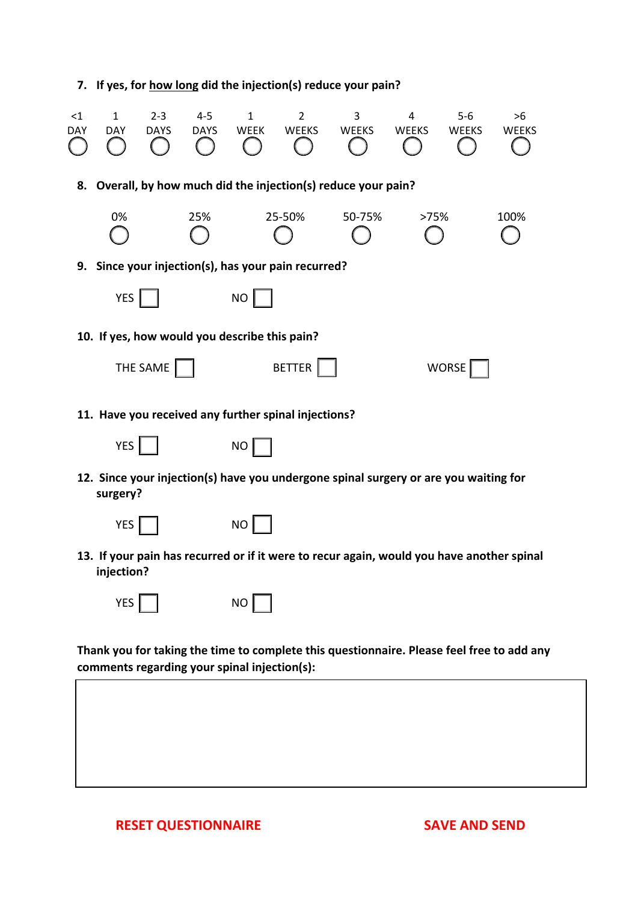**7. If yes, for how long did the injection(s) reduce your pain?**

| <1 DAY | 1 DAY | 2-3 DAYS | 4-5 DAYS | 1 WEEK | 2 WEEKS | 3 WEEKS | 4 WEEKS | 5-6 WEEKS | >6 WEEKS |
|---|---|---|---|---|---|---|---|---|---|
| ◯ | ◯ | ◯ | ◯ | ◯ | ◯ | ◯ | ◯ | ◯ | ◯ |

**8. Overall, by how much did the injection(s) reduce your pain?**

| 0% | 25% | 25-50% | 50-75% | >75% | 100% |
|---|---|---|---|---|---|
| ◯ | ◯ | ◯ | ◯ | ◯ | ◯ |

**9. Since your injection(s), has your pain recurred?**

YES ☐ NO ☐

**10. If yes, how would you describe this pain?**

THE SAME ☐ BETTER ☐ WORSE ☐

**11. Have you received any further spinal injections?**

YES ☐ NO ☐

**12. Since your injection(s) have you undergone spinal surgery or are you waiting for surgery?**

YES ☐ NO ☐

**13. If your pain has recurred or if it were to recur again, would you have another spinal injection?**

YES ☐ NO ☐

**Thank you for taking the time to complete this questionnaire. Please feel free to add any comments regarding your spinal injection(s):**

| |
|---|
| |

**RESET QUESTIONNAIRE** **SAVE AND SEND**